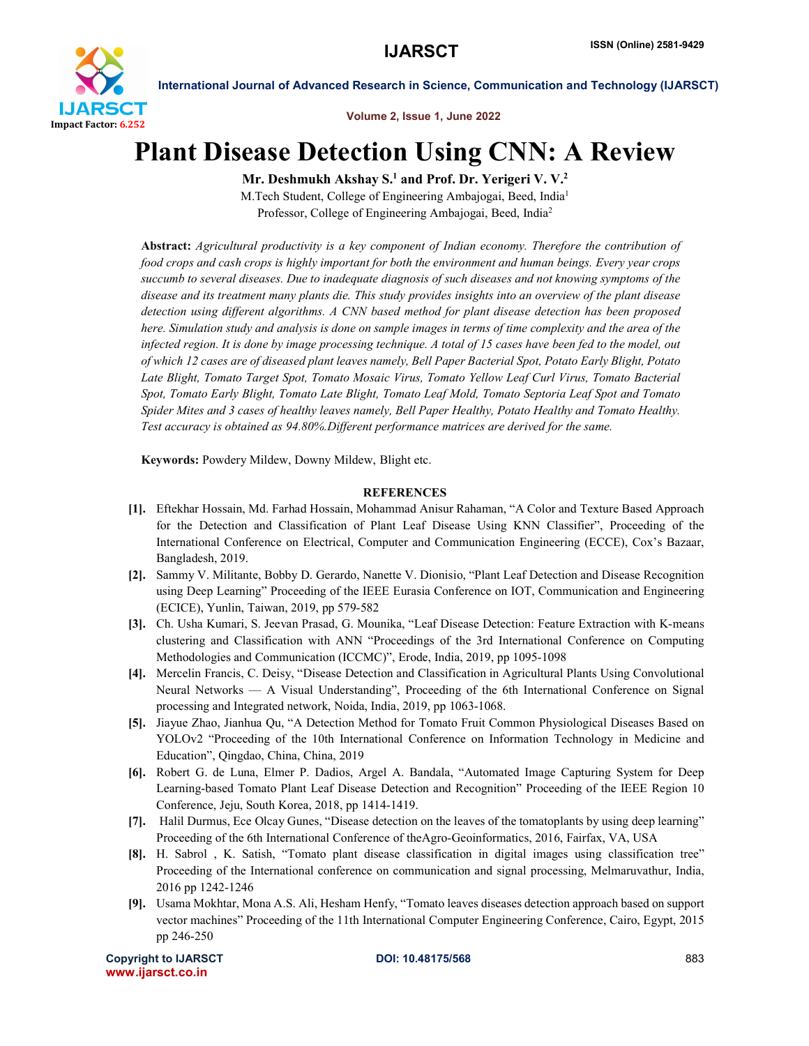# Plant Disease Detection Using CNN: A Review

**Mr. Deshmukh Akshay S.[1] and Prof. Dr. Yerigeri V. V.[2]**

M.Tech Student, College of Engineering Ambajogai, Beed, India[1]

Professor, College of Engineering Ambajogai, Beed, India[2]

**Abstract:** *Agricultural productivity is a key component of Indian economy. Therefore the contribution of food crops and cash crops is highly important for both the environment and human beings. Every year crops succumb to several diseases. Due to inadequate diagnosis of such diseases and not knowing symptoms of the disease and its treatment many plants die. This study provides insights into an overview of the plant disease detection using different algorithms. A CNN based method for plant disease detection has been proposed here. Simulation study and analysis is done on sample images in terms of time complexity and the area of the infected region. It is done by image processing technique. A total of 15 cases have been fed to the model, out of which 12 cases are of diseased plant leaves namely, Bell Paper Bacterial Spot, Potato Early Blight, Potato Late Blight, Tomato Target Spot, Tomato Mosaic Virus, Tomato Yellow Leaf Curl Virus, Tomato Bacterial Spot, Tomato Early Blight, Tomato Late Blight, Tomato Leaf Mold, Tomato Septoria Leaf Spot and Tomato Spider Mites and 3 cases of healthy leaves namely, Bell Paper Healthy, Potato Healthy and Tomato Healthy. Test accuracy is obtained as 94.80%.Different performance matrices are derived for the same.*

**Keywords:** Powdery Mildew, Downy Mildew, Blight etc.

## REFERENCES

[1]. Eftekhar Hossain, Md. Farhad Hossain, Mohammad Anisur Rahaman, "A Color and Texture Based Approach for the Detection and Classification of Plant Leaf Disease Using KNN Classifier", Proceeding of the International Conference on Electrical, Computer and Communication Engineering (ECCE), Cox's Bazaar, Bangladesh, 2019.

[2]. Sammy V. Militante, Bobby D. Gerardo, Nanette V. Dionisio, "Plant Leaf Detection and Disease Recognition using Deep Learning" Proceeding of the IEEE Eurasia Conference on IOT, Communication and Engineering (ECICE), Yunlin, Taiwan, 2019, pp 579-582

[3]. Ch. Usha Kumari, S. Jeevan Prasad, G. Mounika, "Leaf Disease Detection: Feature Extraction with K-means clustering and Classification with ANN "Proceedings of the 3rd International Conference on Computing Methodologies and Communication (ICCMC)", Erode, India, 2019, pp 1095-1098

[4]. Mercelin Francis, C. Deisy, "Disease Detection and Classification in Agricultural Plants Using Convolutional Neural Networks — A Visual Understanding", Proceeding of the 6th International Conference on Signal processing and Integrated network, Noida, India, 2019, pp 1063-1068.

[5]. Jiayue Zhao, Jianhua Qu, "A Detection Method for Tomato Fruit Common Physiological Diseases Based on YOLOv2 "Proceeding of the 10th International Conference on Information Technology in Medicine and Education", Qingdao, China, China, 2019

[6]. Robert G. de Luna, Elmer P. Dadios, Argel A. Bandala, "Automated Image Capturing System for Deep Learning-based Tomato Plant Leaf Disease Detection and Recognition" Proceeding of the IEEE Region 10 Conference, Jeju, South Korea, 2018, pp 1414-1419.

[7]. Halil Durmus, Ece Olcay Gunes, "Disease detection on the leaves of the tomatoplants by using deep learning" Proceeding of the 6th International Conference of theAgro-Geoinformatics, 2016, Fairfax, VA, USA

[8]. H. Sabrol , K. Satish, "Tomato plant disease classification in digital images using classification tree" Proceeding of the International conference on communication and signal processing, Melmaruvathur, India, 2016 pp 1242-1246

[9]. Usama Mokhtar, Mona A.S. Ali, Hesham Henfy, "Tomato leaves diseases detection approach based on support vector machines" Proceeding of the 11th International Computer Engineering Conference, Cairo, Egypt, 2015 pp 246-250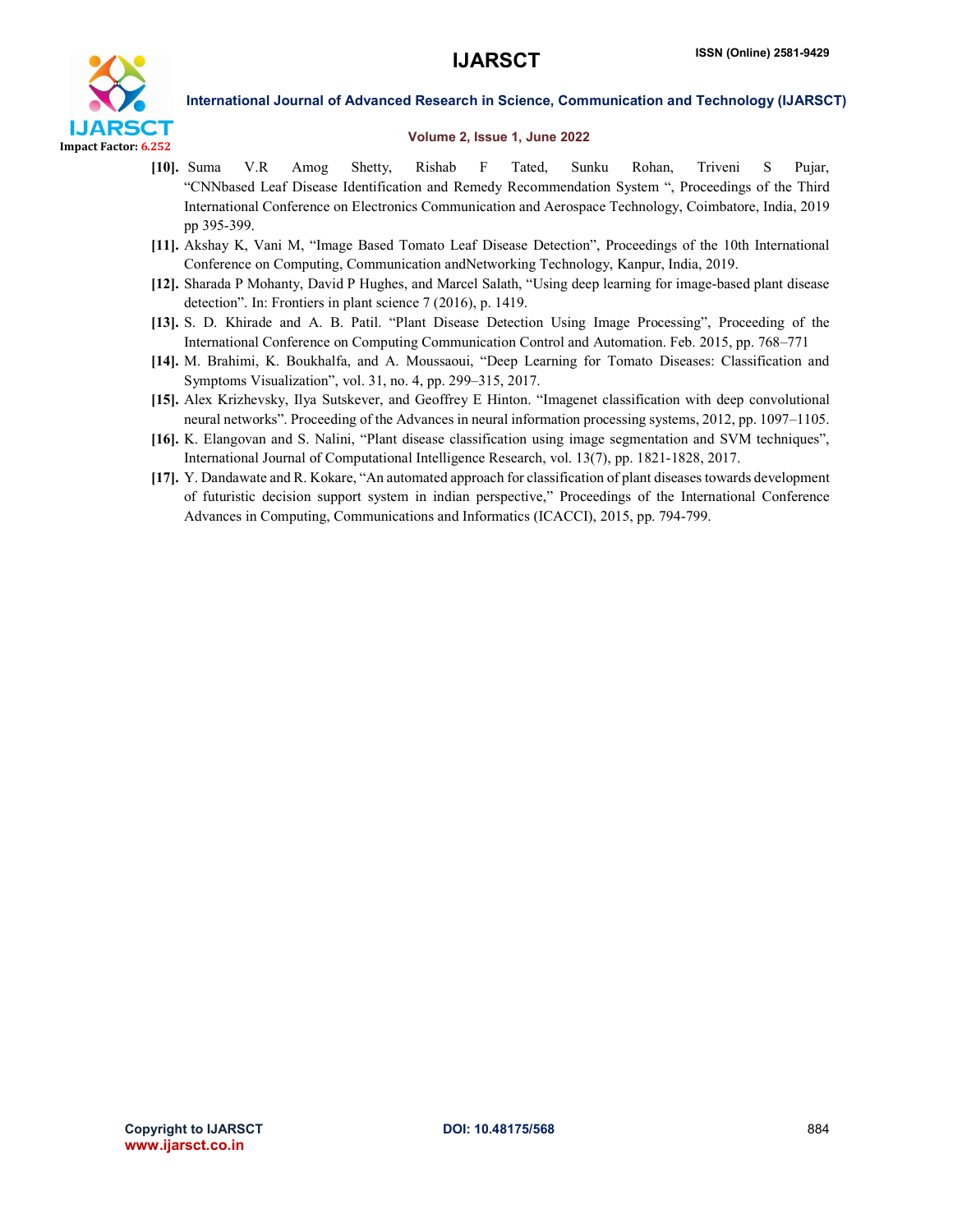[10]. Suma V.R Amog Shetty, Rishab F Tated, Sunku Rohan, Triveni S Pujar, "CNNbased Leaf Disease Identification and Remedy Recommendation System ", Proceedings of the Third International Conference on Electronics Communication and Aerospace Technology, Coimbatore, India, 2019 pp 395-399.

[11]. Akshay K, Vani M, "Image Based Tomato Leaf Disease Detection", Proceedings of the 10th International Conference on Computing, Communication andNetworking Technology, Kanpur, India, 2019.

[12]. Sharada P Mohanty, David P Hughes, and Marcel Salath, "Using deep learning for image-based plant disease detection". In: Frontiers in plant science 7 (2016), p. 1419.

[13]. S. D. Khirade and A. B. Patil. "Plant Disease Detection Using Image Processing", Proceeding of the International Conference on Computing Communication Control and Automation. Feb. 2015, pp. 768–771

[14]. M. Brahimi, K. Boukhalfa, and A. Moussaoui, "Deep Learning for Tomato Diseases: Classification and Symptoms Visualization", vol. 31, no. 4, pp. 299–315, 2017.

[15]. Alex Krizhevsky, Ilya Sutskever, and Geoffrey E Hinton. "Imagenet classification with deep convolutional neural networks". Proceeding of the Advances in neural information processing systems, 2012, pp. 1097–1105.

[16]. K. Elangovan and S. Nalini, "Plant disease classification using image segmentation and SVM techniques", International Journal of Computational Intelligence Research, vol. 13(7), pp. 1821-1828, 2017.

[17]. Y. Dandawate and R. Kokare, "An automated approach for classification of plant diseases towards development of futuristic decision support system in indian perspective," Proceedings of the International Conference Advances in Computing, Communications and Informatics (ICACCI), 2015, pp. 794-799.